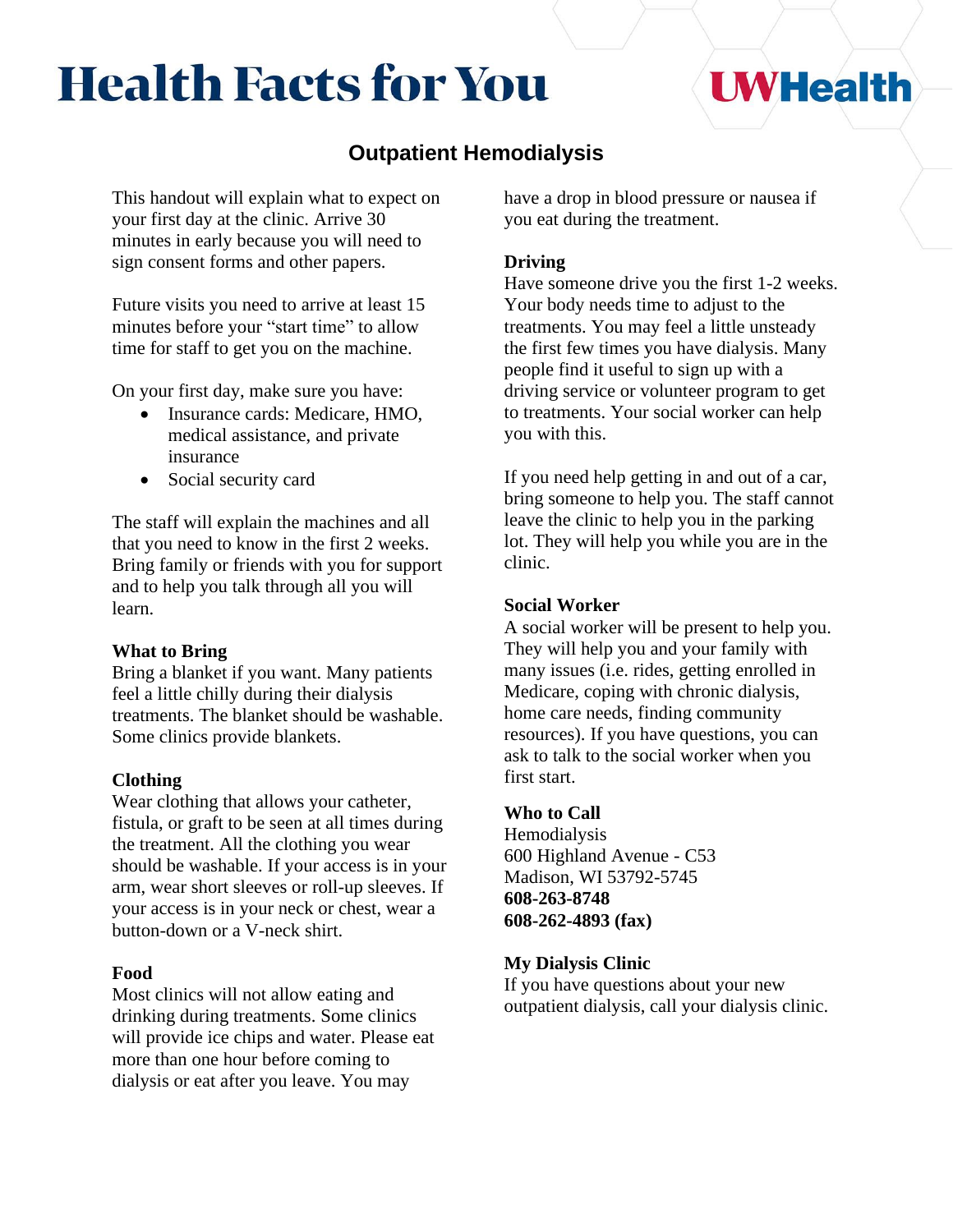# Health Facts for You

UWHealth

## Outpatient Hemodialysis

This handout will explain what to expect on your first day at the clinic. Arrive 30 minutes in early because you will need to sign consent forms and other papers.

Future visits you need to arrive at least 15 minutes before your "start time" to allow time for staff to get you on the machine.

On your first day, make sure you have:

- Insurance cards: Medicare, HMO, medical assistance, and private insurance
- Social security card

The staff will explain the machines and all that you need to know in the first 2 weeks. Bring family or friends with you for support and to help you talk through all you will learn.

**What to Bring**

Bring a blanket if you want. Many patients feel a little chilly during their dialysis treatments. The blanket should be washable. Some clinics provide blankets.

**Clothing**

Wear clothing that allows your catheter, fistula, or graft to be seen at all times during the treatment. All the clothing you wear should be washable. If your access is in your arm, wear short sleeves or roll-up sleeves. If your access is in your neck or chest, wear a button-down or a V-neck shirt.

**Food**

Most clinics will not allow eating and drinking during treatments. Some clinics will provide ice chips and water. Please eat more than one hour before coming to dialysis or eat after you leave. You may have a drop in blood pressure or nausea if you eat during the treatment.

**Driving**

Have someone drive you the first 1-2 weeks. Your body needs time to adjust to the treatments. You may feel a little unsteady the first few times you have dialysis. Many people find it useful to sign up with a driving service or volunteer program to get to treatments. Your social worker can help you with this.

If you need help getting in and out of a car, bring someone to help you. The staff cannot leave the clinic to help you in the parking lot. They will help you while you are in the clinic.

**Social Worker**

A social worker will be present to help you. They will help you and your family with many issues (i.e. rides, getting enrolled in Medicare, coping with chronic dialysis, home care needs, finding community resources). If you have questions, you can ask to talk to the social worker when you first start.

**Who to Call**

Hemodialysis
600 Highland Avenue - C53
Madison, WI 53792-5745
**608-263-8748**
**608-262-4893 (fax)**

**My Dialysis Clinic**

If you have questions about your new outpatient dialysis, call your dialysis clinic.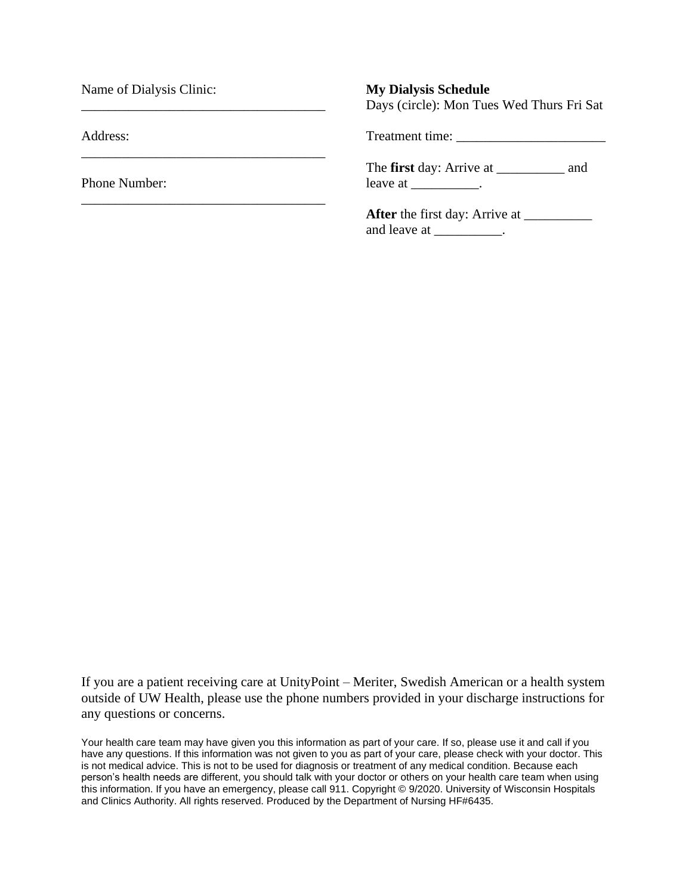Name of Dialysis Clinic:
____________________________________

Address:
____________________________________

Phone Number:
____________________________________

**My Dialysis Schedule**
Days (circle): Mon Tues Wed Thurs Fri Sat

Treatment time: ______________________

The **first** day: Arrive at __________ and leave at __________.

**After** the first day: Arrive at __________ and leave at __________.

If you are a patient receiving care at UnityPoint – Meriter, Swedish American or a health system outside of UW Health, please use the phone numbers provided in your discharge instructions for any questions or concerns.

Your health care team may have given you this information as part of your care. If so, please use it and call if you have any questions. If this information was not given to you as part of your care, please check with your doctor. This is not medical advice. This is not to be used for diagnosis or treatment of any medical condition. Because each person's health needs are different, you should talk with your doctor or others on your health care team when using this information. If you have an emergency, please call 911. Copyright © 9/2020. University of Wisconsin Hospitals and Clinics Authority. All rights reserved. Produced by the Department of Nursing HF#6435.